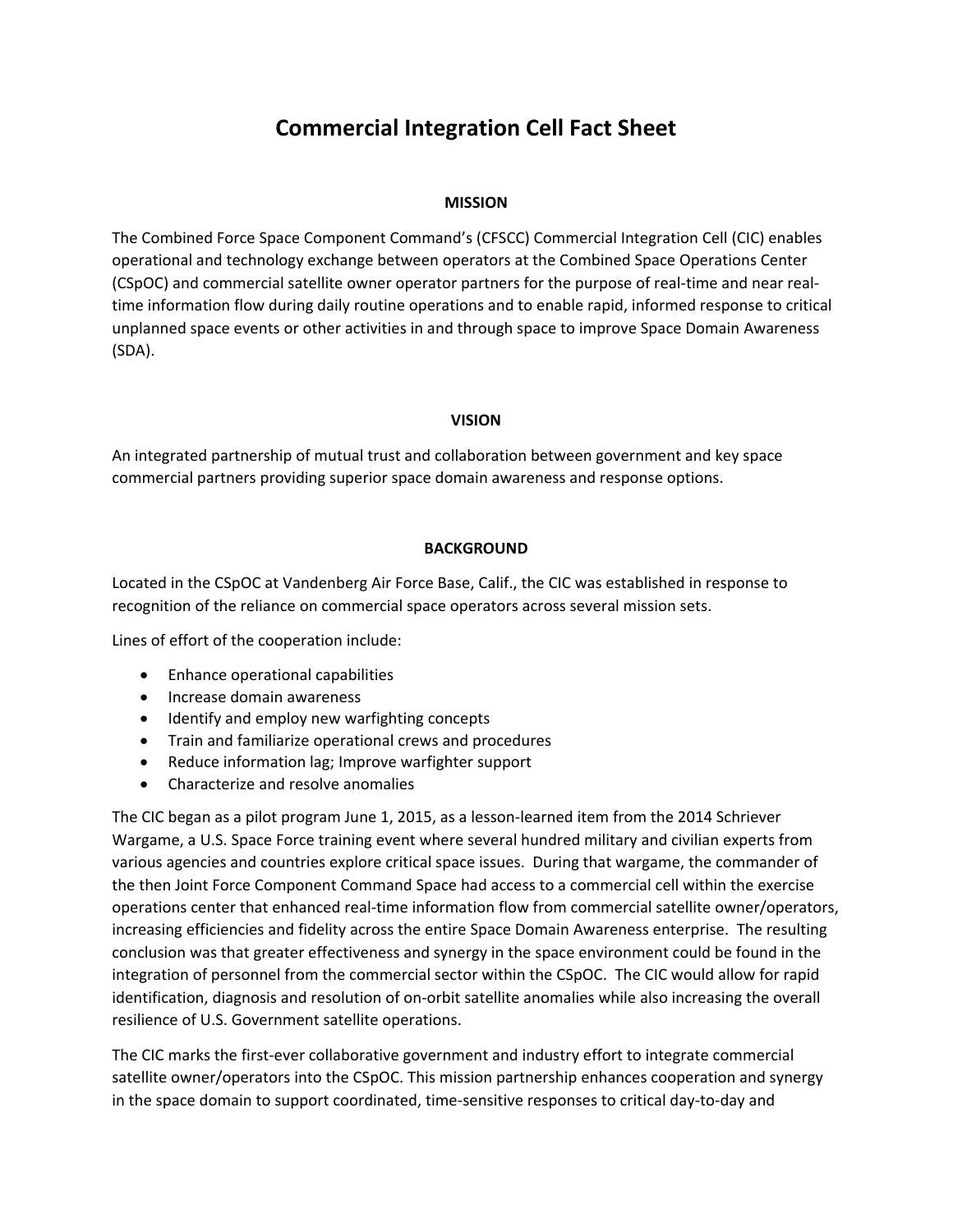# Commercial Integration Cell Fact Sheet

## MISSION

The Combined Force Space Component Command's (CFSCC) Commercial Integration Cell (CIC) enables operational and technology exchange between operators at the Combined Space Operations Center (CSpOC) and commercial satellite owner operator partners for the purpose of real-time and near real-time information flow during daily routine operations and to enable rapid, informed response to critical unplanned space events or other activities in and through space to improve Space Domain Awareness (SDA).

## VISION

An integrated partnership of mutual trust and collaboration between government and key space commercial partners providing superior space domain awareness and response options.

## BACKGROUND

Located in the CSpOC at Vandenberg Air Force Base, Calif., the CIC was established in response to recognition of the reliance on commercial space operators across several mission sets.

Lines of effort of the cooperation include:

- Enhance operational capabilities
- Increase domain awareness
- Identify and employ new warfighting concepts
- Train and familiarize operational crews and procedures
- Reduce information lag; Improve warfighter support
- Characterize and resolve anomalies

The CIC began as a pilot program June 1, 2015, as a lesson-learned item from the 2014 Schriever Wargame, a U.S. Space Force training event where several hundred military and civilian experts from various agencies and countries explore critical space issues. During that wargame, the commander of the then Joint Force Component Command Space had access to a commercial cell within the exercise operations center that enhanced real-time information flow from commercial satellite owner/operators, increasing efficiencies and fidelity across the entire Space Domain Awareness enterprise. The resulting conclusion was that greater effectiveness and synergy in the space environment could be found in the integration of personnel from the commercial sector within the CSpOC. The CIC would allow for rapid identification, diagnosis and resolution of on-orbit satellite anomalies while also increasing the overall resilience of U.S. Government satellite operations.

The CIC marks the first-ever collaborative government and industry effort to integrate commercial satellite owner/operators into the CSpOC. This mission partnership enhances cooperation and synergy in the space domain to support coordinated, time-sensitive responses to critical day-to-day and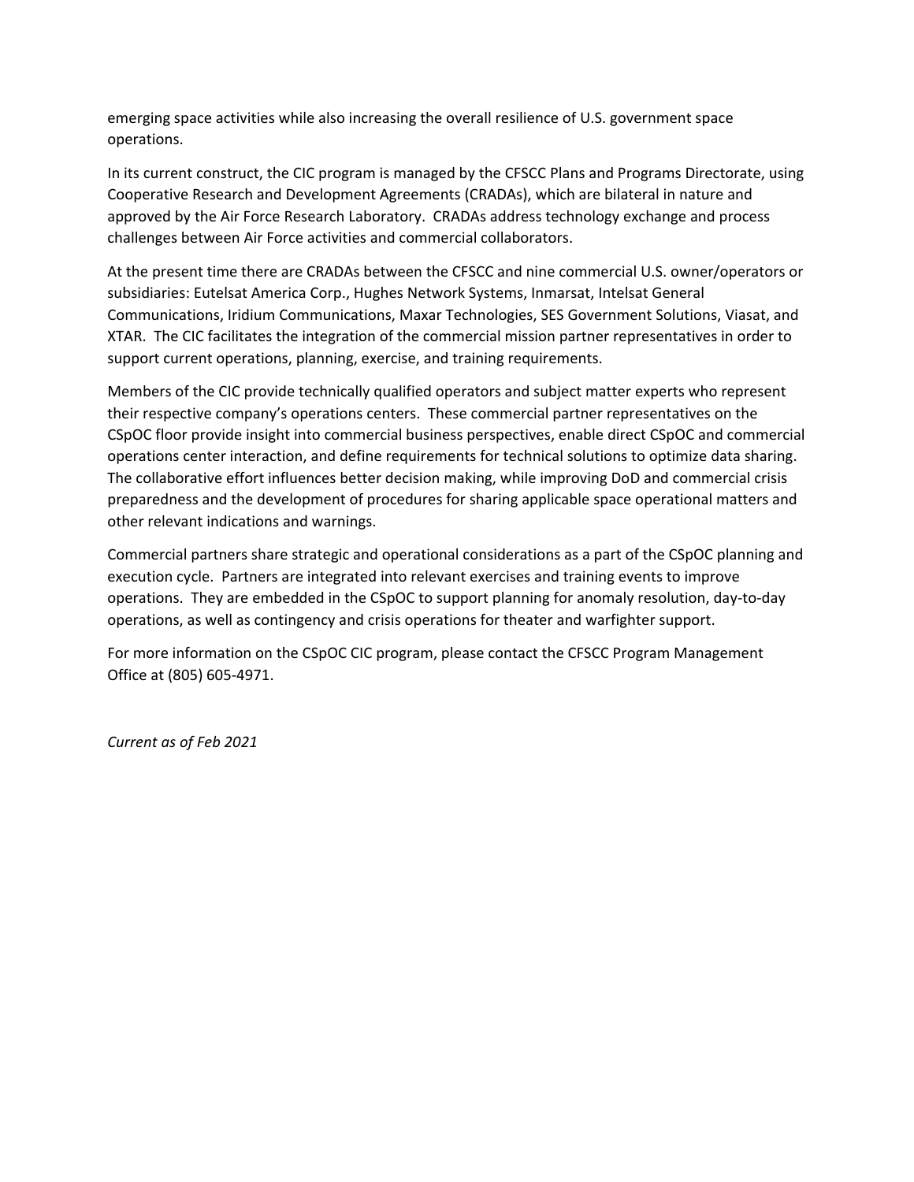emerging space activities while also increasing the overall resilience of U.S. government space operations.

In its current construct, the CIC program is managed by the CFSCC Plans and Programs Directorate, using Cooperative Research and Development Agreements (CRADAs), which are bilateral in nature and approved by the Air Force Research Laboratory. CRADAs address technology exchange and process challenges between Air Force activities and commercial collaborators.

At the present time there are CRADAs between the CFSCC and nine commercial U.S. owner/operators or subsidiaries: Eutelsat America Corp., Hughes Network Systems, Inmarsat, Intelsat General Communications, Iridium Communications, Maxar Technologies, SES Government Solutions, Viasat, and XTAR. The CIC facilitates the integration of the commercial mission partner representatives in order to support current operations, planning, exercise, and training requirements.

Members of the CIC provide technically qualified operators and subject matter experts who represent their respective company's operations centers. These commercial partner representatives on the CSpOC floor provide insight into commercial business perspectives, enable direct CSpOC and commercial operations center interaction, and define requirements for technical solutions to optimize data sharing. The collaborative effort influences better decision making, while improving DoD and commercial crisis preparedness and the development of procedures for sharing applicable space operational matters and other relevant indications and warnings.

Commercial partners share strategic and operational considerations as a part of the CSpOC planning and execution cycle. Partners are integrated into relevant exercises and training events to improve operations. They are embedded in the CSpOC to support planning for anomaly resolution, day-to-day operations, as well as contingency and crisis operations for theater and warfighter support.

For more information on the CSpOC CIC program, please contact the CFSCC Program Management Office at (805) 605-4971.

*Current as of Feb 2021*